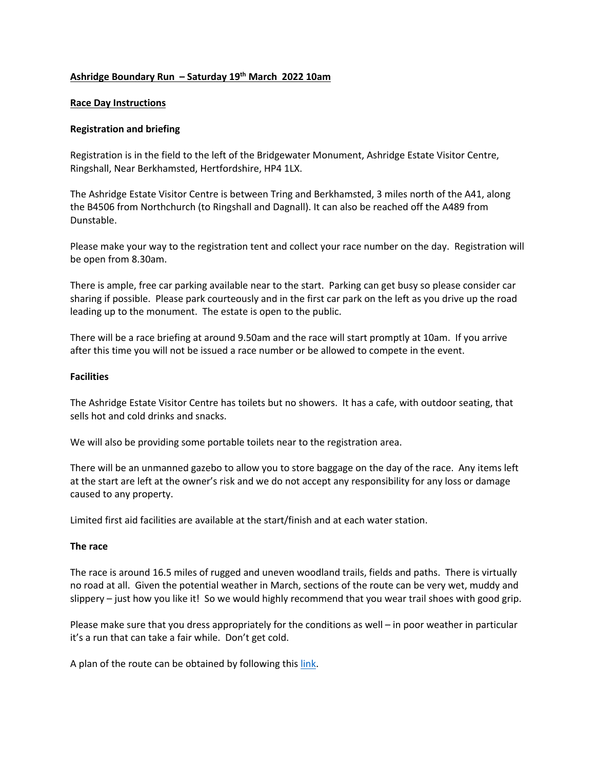**Ashridge Boundary Run – Saturday 19th March 2022 10am**

**Race Day Instructions**

**Registration and briefing**

Registration is in the field to the left of the Bridgewater Monument, Ashridge Estate Visitor Centre, Ringshall, Near Berkhamsted, Hertfordshire, HP4 1LX.

The Ashridge Estate Visitor Centre is between Tring and Berkhamsted, 3 miles north of the A41, along the B4506 from Northchurch (to Ringshall and Dagnall). It can also be reached off the A489 from Dunstable.

Please make your way to the registration tent and collect your race number on the day. Registration will be open from 8.30am.

There is ample, free car parking available near to the start. Parking can get busy so please consider car sharing if possible. Please park courteously and in the first car park on the left as you drive up the road leading up to the monument. The estate is open to the public.

There will be a race briefing at around 9.50am and the race will start promptly at 10am. If you arrive after this time you will not be issued a race number or be allowed to compete in the event.

**Facilities**

The Ashridge Estate Visitor Centre has toilets but no showers. It has a cafe, with outdoor seating, that sells hot and cold drinks and snacks.

We will also be providing some portable toilets near to the registration area.

There will be an unmanned gazebo to allow you to store baggage on the day of the race. Any items left at the start are left at the owner's risk and we do not accept any responsibility for any loss or damage caused to any property.

Limited first aid facilities are available at the start/finish and at each water station.

**The race**

The race is around 16.5 miles of rugged and uneven woodland trails, fields and paths. There is virtually no road at all. Given the potential weather in March, sections of the route can be very wet, muddy and slippery – just how you like it! So we would highly recommend that you wear trail shoes with good grip.

Please make sure that you dress appropriately for the conditions as well – in poor weather in particular it's a run that can take a fair while. Don't get cold.

A plan of the route can be obtained by following this link.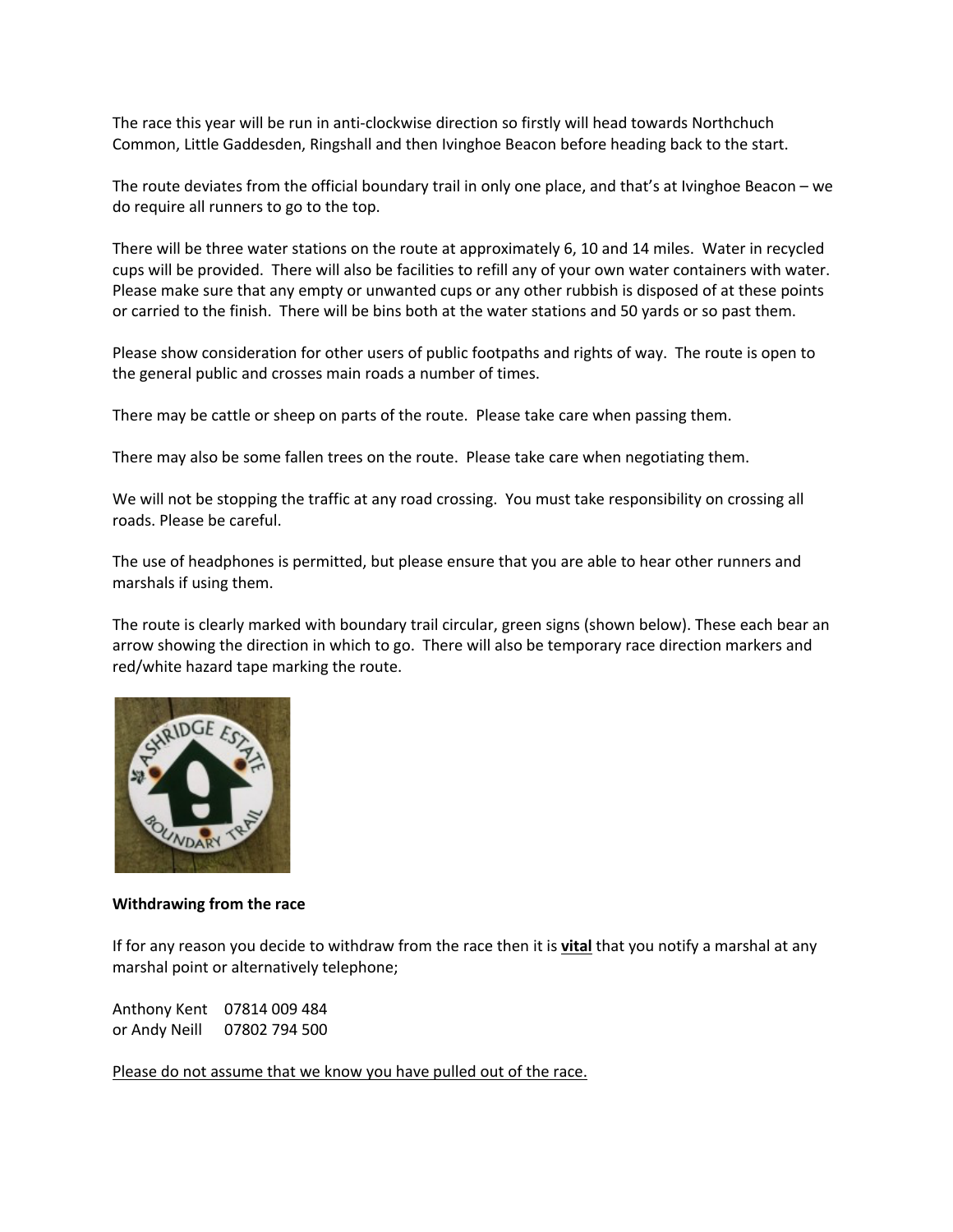The race this year will be run in anti-clockwise direction so firstly will head towards Northchuch Common, Little Gaddesden, Ringshall and then Ivinghoe Beacon before heading back to the start.

The route deviates from the official boundary trail in only one place, and that's at Ivinghoe Beacon – we do require all runners to go to the top.

There will be three water stations on the route at approximately 6, 10 and 14 miles. Water in recycled cups will be provided. There will also be facilities to refill any of your own water containers with water. Please make sure that any empty or unwanted cups or any other rubbish is disposed of at these points or carried to the finish. There will be bins both at the water stations and 50 yards or so past them.

Please show consideration for other users of public footpaths and rights of way. The route is open to the general public and crosses main roads a number of times.

There may be cattle or sheep on parts of the route. Please take care when passing them.

There may also be some fallen trees on the route. Please take care when negotiating them.

We will not be stopping the traffic at any road crossing. You must take responsibility on crossing all roads. Please be careful.

The use of headphones is permitted, but please ensure that you are able to hear other runners and marshals if using them.

The route is clearly marked with boundary trail circular, green signs (shown below). These each bear an arrow showing the direction in which to go. There will also be temporary race direction markers and red/white hazard tape marking the route.

**Withdrawing from the race**

If for any reason you decide to withdraw from the race then it is <u>**vital**</u> that you notify a marshal at any marshal point or alternatively telephone;

Anthony Kent 07814 009 484
or Andy Neill 07802 794 500

<u>Please do not assume that we know you have pulled out of the race.</u>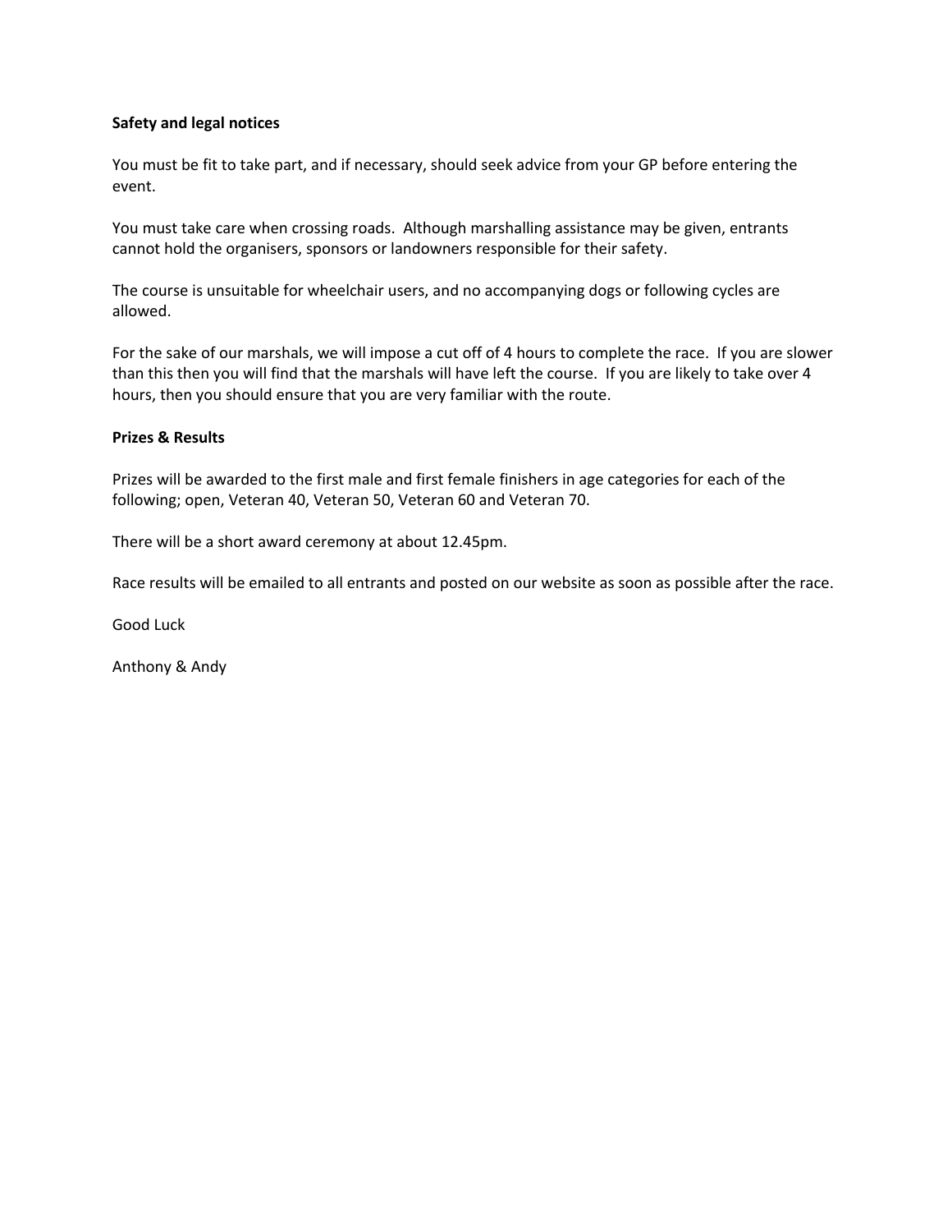**Safety and legal notices**

You must be fit to take part, and if necessary, should seek advice from your GP before entering the event.

You must take care when crossing roads. Although marshalling assistance may be given, entrants cannot hold the organisers, sponsors or landowners responsible for their safety.

The course is unsuitable for wheelchair users, and no accompanying dogs or following cycles are allowed.

For the sake of our marshals, we will impose a cut off of 4 hours to complete the race. If you are slower than this then you will find that the marshals will have left the course. If you are likely to take over 4 hours, then you should ensure that you are very familiar with the route.

**Prizes & Results**

Prizes will be awarded to the first male and first female finishers in age categories for each of the following; open, Veteran 40, Veteran 50, Veteran 60 and Veteran 70.

There will be a short award ceremony at about 12.45pm.

Race results will be emailed to all entrants and posted on our website as soon as possible after the race.

Good Luck

Anthony & Andy